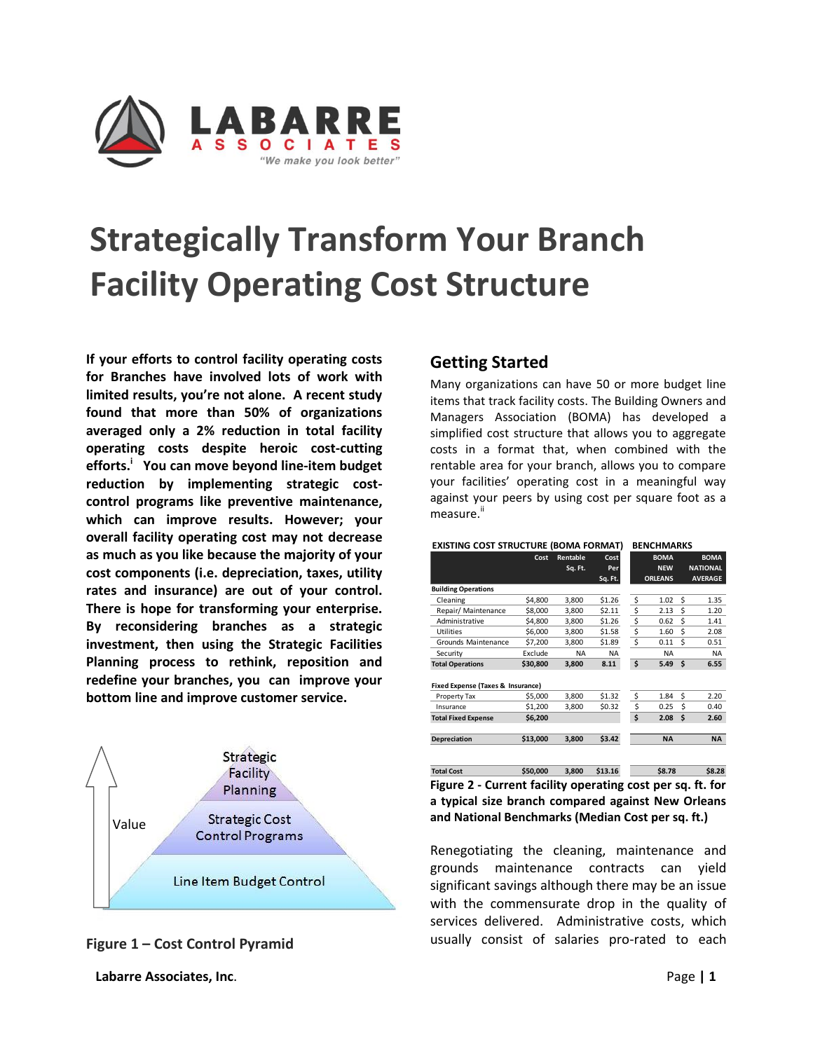# Strategically Transform Your Branch Facility Operating Cost Structure

**If your efforts to control facility operating costs for Branches have involved lots of work with limited results, you're not alone. A recent study found that more than 50% of organizations averaged only a 2% reduction in total facility operating costs despite heroic cost-cutting efforts.[i] You can move beyond line-item budget reduction by implementing strategic cost-control programs like preventive maintenance, which can improve results. However; your overall facility operating cost may not decrease as much as you like because the majority of your cost components (i.e. depreciation, taxes, utility rates and insurance) are out of your control. There is hope for transforming your enterprise. By reconsidering branches as a strategic investment, then using the Strategic Facilities Planning process to rethink, reposition and redefine your branches, you can improve your bottom line and improve customer service.**

Value

Strategic Facility Planning

Strategic Cost Control Programs

Line Item Budget Control

**Figure 1 – Cost Control Pyramid**

## Getting Started

Many organizations can have 50 or more budget line items that track facility costs. The Building Owners and Managers Association (BOMA) has developed a simplified cost structure that allows you to aggregate costs in a format that, when combined with the rentable area for your branch, allows you to compare your facilities' operating cost in a meaningful way against your peers by using cost per square foot as a measure.[ii]

| EXISTING COST STRUCTURE (BOMA FORMAT) | Cost | Rentable Sq. Ft. | Cost Per Sq. Ft. | BENCHMARKS BOMA NEW ORLEANS | BOMA NATIONAL AVERAGE |
|---|---|---|---|---|---|
| **Building Operations** | | | | | |
| Cleaning | $4,800 | 3,800 | $1.26 | $ 1.02 | $ 1.35 |
| Repair/ Maintenance | $8,000 | 3,800 | $2.11 | $ 2.13 | $ 1.20 |
| Administrative | $4,800 | 3,800 | $1.26 | $ 0.62 | $ 1.41 |
| Utilities | $6,000 | 3,800 | $1.58 | $ 1.60 | $ 2.08 |
| Grounds Maintenance | $7,200 | 3,800 | $1.89 | $ 0.11 | $ 0.51 |
| Security | Exclude | NA | NA | NA | NA |
| **Total Operations** | **$30,800** | **3,800** | **8.11** | **$ 5.49** | **$ 6.55** |
| **Fixed Expense (Taxes & Insurance)** | | | | | |
| Property Tax | $5,000 | 3,800 | $1.32 | $ 1.84 | $ 2.20 |
| Insurance | $1,200 | 3,800 | $0.32 | $ 0.25 | $ 0.40 |
| **Total Fixed Expense** | **$6,200** | | | **$ 2.08** | **$ 2.60** |
| **Depreciation** | **$13,000** | **3,800** | **$3.42** | **NA** | **NA** |
| **Total Cost** | **$50,000** | **3,800** | **$13.16** | **$8.78** | **$8.28** |

**Figure 2 - Current facility operating cost per sq. ft. for a typical size branch compared against New Orleans and National Benchmarks (Median Cost per sq. ft.)**

Renegotiating the cleaning, maintenance and grounds maintenance contracts can yield significant savings although there may be an issue with the commensurate drop in the quality of services delivered. Administrative costs, which usually consist of salaries pro-rated to each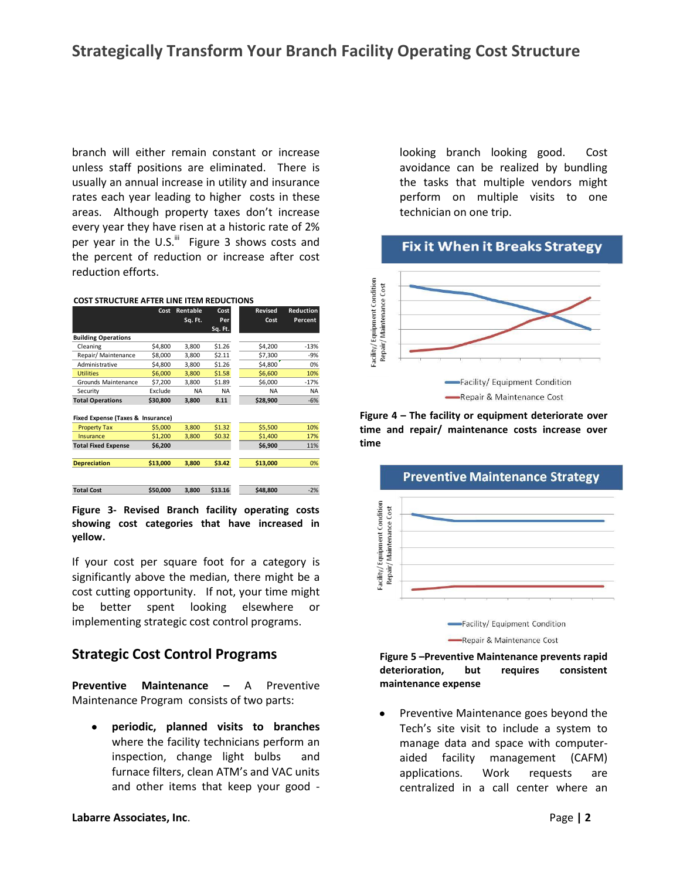branch will either remain constant or increase unless staff positions are eliminated. There is usually an annual increase in utility and insurance rates each year leading to higher costs in these areas. Although property taxes don't increase every year they have risen at a historic rate of 2% per year in the U.S.[iii] Figure 3 shows costs and the percent of reduction or increase after cost reduction efforts.

**COST STRUCTURE AFTER LINE ITEM REDUCTIONS**

| | Cost | Rentable Sq. Ft. | Cost Per Sq. Ft. | Revised Cost | Reduction Percent |
|---|---|---|---|---|---|
| **Building Operations** | | | | | |
| Cleaning | $4,800 | 3,800 | $1.26 | $4,200 | -13% |
| Repair/ Maintenance | $8,000 | 3,800 | $2.11 | $7,300 | -9% |
| Administrative | $4,800 | 3,800 | $1.26 | $4,800 | 0% |
| Utilities | $6,000 | 3,800 | $1.58 | $6,600 | 10% |
| Grounds Maintenance | $7,200 | 3,800 | $1.89 | $6,000 | -17% |
| Security | Exclude | NA | NA | NA | NA |
| **Total Operations** | **$30,800** | **3,800** | **8.11** | **$28,900** | -6% |
| **Fixed Expense (Taxes & Insurance)** | | | | | |
| Property Tax | $5,000 | 3,800 | $1.32 | $5,500 | 10% |
| Insurance | $1,200 | 3,800 | $0.32 | $1,400 | 17% |
| **Total Fixed Expense** | **$6,200** | | | **$6,900** | 11% |
| **Depreciation** | **$13,000** | **3,800** | **$3.42** | **$13,000** | 0% |
| **Total Cost** | **$50,000** | **3,800** | **$13.16** | **$48,800** | -2% |

**Figure 3- Revised Branch facility operating costs showing cost categories that have increased in yellow.**

If your cost per square foot for a category is significantly above the median, there might be a cost cutting opportunity. If not, your time might be better spent looking elsewhere or implementing strategic cost control programs.

## Strategic Cost Control Programs

**Preventive Maintenance** – A Preventive Maintenance Program consists of two parts:

- **periodic, planned visits to branches** where the facility technicians perform an inspection, change light bulbs and furnace filters, clean ATM's and VAC units and other items that keep your good - looking branch looking good. Cost avoidance can be realized by bundling the tasks that multiple vendors might perform on multiple visits to one technician on one trip.

**Fix it When it Breaks Strategy**

**Figure 4 – The facility or equipment deteriorate over time and repair/ maintenance costs increase over time**

**Preventive Maintenance Strategy**

**Figure 5 –Preventive Maintenance prevents rapid deterioration, but requires consistent maintenance expense**

- Preventive Maintenance goes beyond the Tech's site visit to include a system to manage data and space with computer-aided facility management (CAFM) applications. Work requests are centralized in a call center where an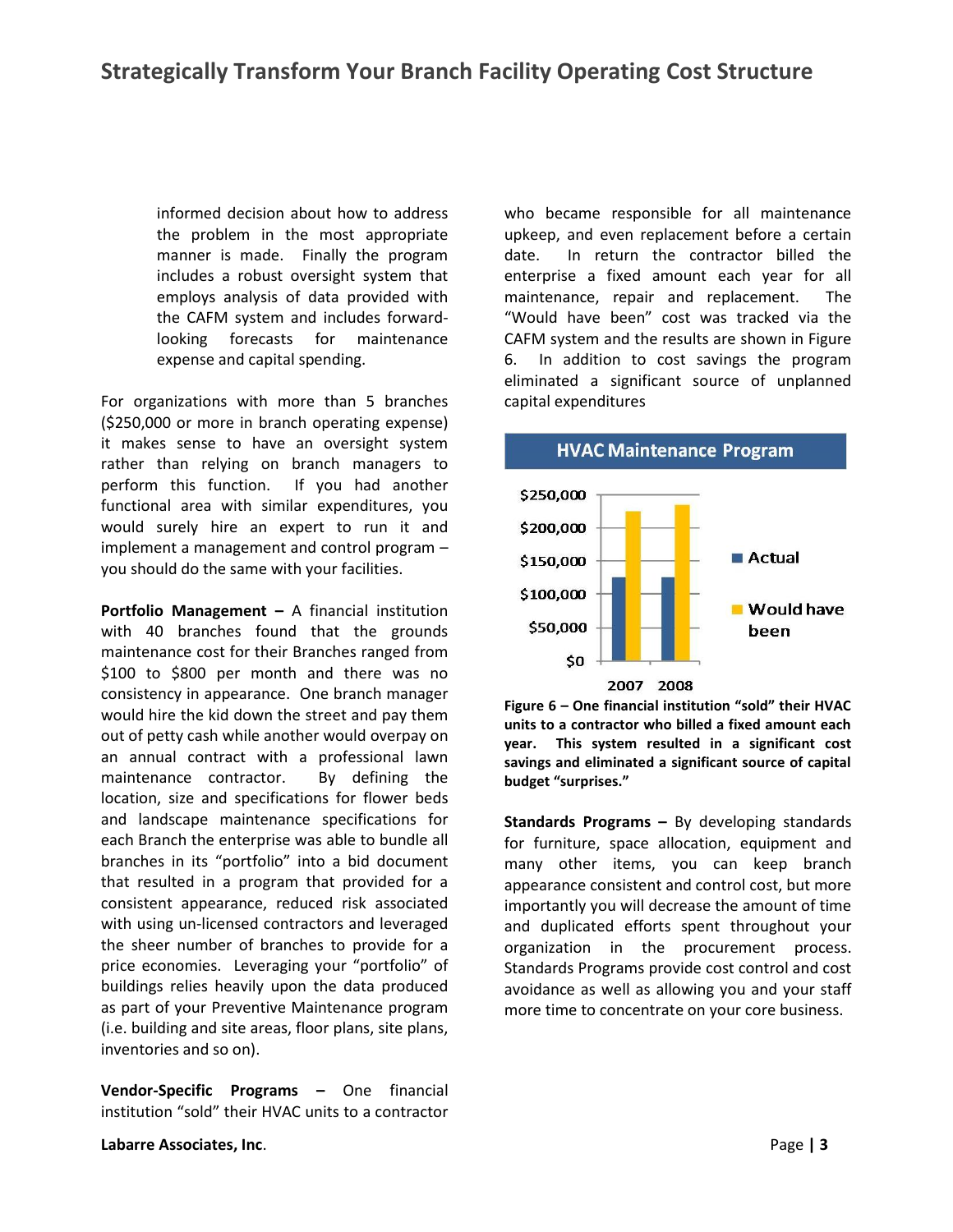informed decision about how to address the problem in the most appropriate manner is made. Finally the program includes a robust oversight system that employs analysis of data provided with the CAFM system and includes forward-looking forecasts for maintenance expense and capital spending.

For organizations with more than 5 branches ($250,000 or more in branch operating expense) it makes sense to have an oversight system rather than relying on branch managers to perform this function. If you had another functional area with similar expenditures, you would surely hire an expert to run it and implement a management and control program – you should do the same with your facilities.

**Portfolio Management –** A financial institution with 40 branches found that the grounds maintenance cost for their Branches ranged from $100 to $800 per month and there was no consistency in appearance. One branch manager would hire the kid down the street and pay them out of petty cash while another would overpay on an annual contract with a professional lawn maintenance contractor. By defining the location, size and specifications for flower beds and landscape maintenance specifications for each Branch the enterprise was able to bundle all branches in its "portfolio" into a bid document that resulted in a program that provided for a consistent appearance, reduced risk associated with using un-licensed contractors and leveraged the sheer number of branches to provide for a price economies. Leveraging your "portfolio" of buildings relies heavily upon the data produced as part of your Preventive Maintenance program (i.e. building and site areas, floor plans, site plans, inventories and so on).

**Vendor-Specific Programs –** One financial institution "sold" their HVAC units to a contractor who became responsible for all maintenance upkeep, and even replacement before a certain date. In return the contractor billed the enterprise a fixed amount each year for all maintenance, repair and replacement. The "Would have been" cost was tracked via the CAFM system and the results are shown in Figure 6. In addition to cost savings the program eliminated a significant source of unplanned capital expenditures

**HVAC Maintenance Program**

| Year | Actual | Would have been |
|---|---|---|
| 2007 | ~$125,000 | ~$225,000 |
| 2008 | ~$125,000 | ~$235,000 |

**Figure 6 – One financial institution "sold" their HVAC units to a contractor who billed a fixed amount each year. This system resulted in a significant cost savings and eliminated a significant source of capital budget "surprises."**

**Standards Programs –** By developing standards for furniture, space allocation, equipment and many other items, you can keep branch appearance consistent and control cost, but more importantly you will decrease the amount of time and duplicated efforts spent throughout your organization in the procurement process. Standards Programs provide cost control and cost avoidance as well as allowing you and your staff more time to concentrate on your core business.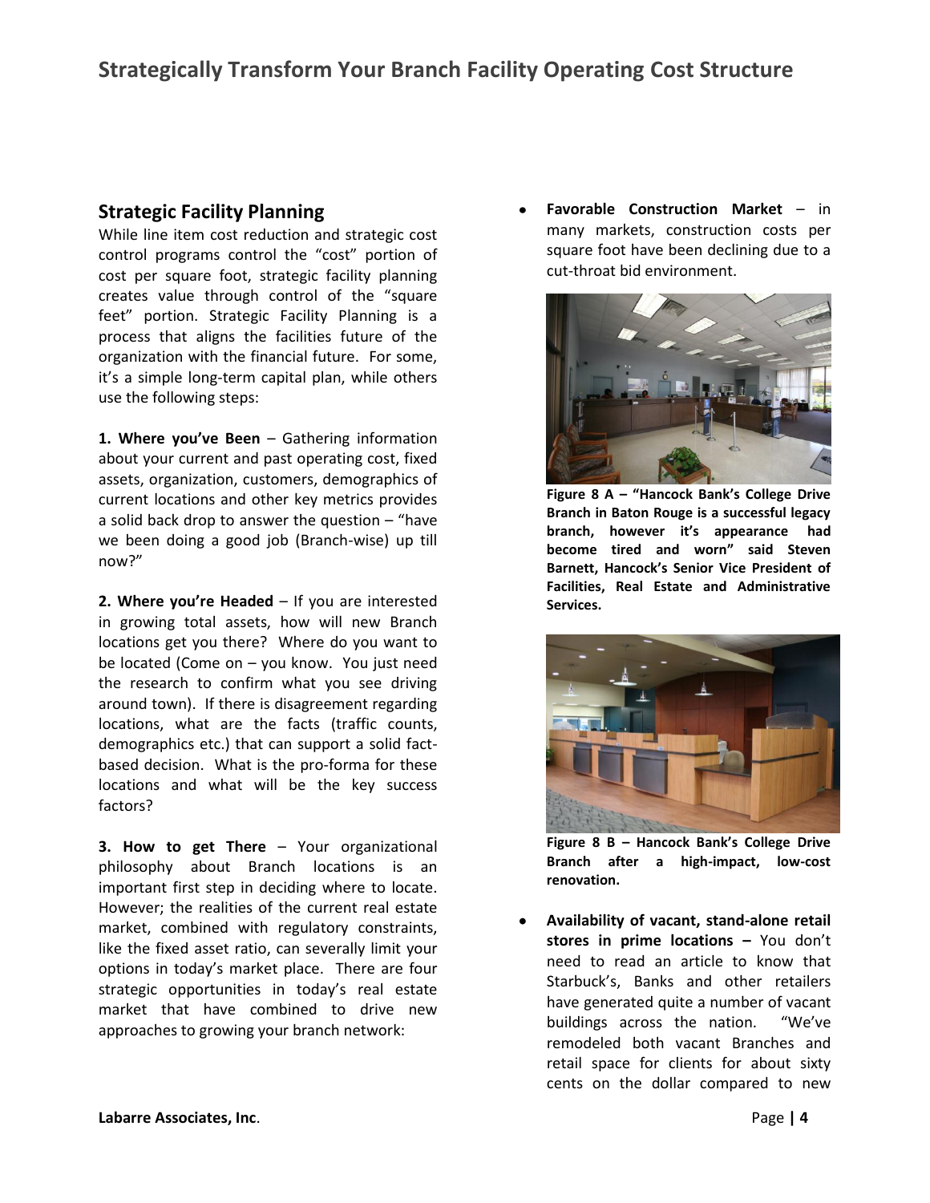## Strategic Facility Planning

While line item cost reduction and strategic cost control programs control the "cost" portion of cost per square foot, strategic facility planning creates value through control of the "square feet" portion. Strategic Facility Planning is a process that aligns the facilities future of the organization with the financial future. For some, it's a simple long-term capital plan, while others use the following steps:

**1. Where you've Been** – Gathering information about your current and past operating cost, fixed assets, organization, customers, demographics of current locations and other key metrics provides a solid back drop to answer the question – "have we been doing a good job (Branch-wise) up till now?"

**2. Where you're Headed** – If you are interested in growing total assets, how will new Branch locations get you there? Where do you want to be located (Come on – you know. You just need the research to confirm what you see driving around town). If there is disagreement regarding locations, what are the facts (traffic counts, demographics etc.) that can support a solid fact-based decision. What is the pro-forma for these locations and what will be the key success factors?

**3. How to get There** – Your organizational philosophy about Branch locations is an important first step in deciding where to locate. However; the realities of the current real estate market, combined with regulatory constraints, like the fixed asset ratio, can severally limit your options in today's market place. There are four strategic opportunities in today's real estate market that have combined to drive new approaches to growing your branch network:

- **Favorable Construction Market** – in many markets, construction costs per square foot have been declining due to a cut-throat bid environment.

**Figure 8 A – "Hancock Bank's College Drive Branch in Baton Rouge is a successful legacy branch, however it's appearance had become tired and worn" said Steven Barnett, Hancock's Senior Vice President of Facilities, Real Estate and Administrative Services.**

**Figure 8 B – Hancock Bank's College Drive Branch after a high-impact, low-cost renovation.**

- **Availability of vacant, stand-alone retail stores in prime locations –** You don't need to read an article to know that Starbuck's, Banks and other retailers have generated quite a number of vacant buildings across the nation. "We've remodeled both vacant Branches and retail space for clients for about sixty cents on the dollar compared to new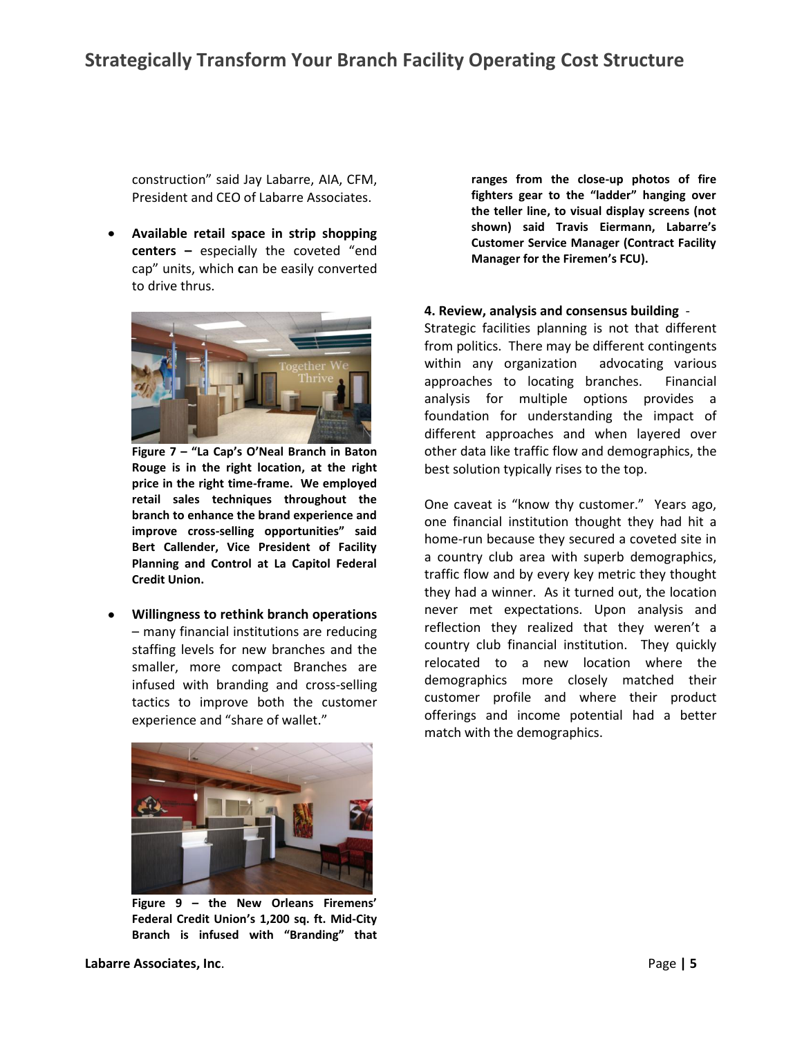construction" said Jay Labarre, AIA, CFM, President and CEO of Labarre Associates.

- **Available retail space in strip shopping centers –** especially the coveted "end cap" units, which **c**an be easily converted to drive thrus.

**Figure 7 – "La Cap's O'Neal Branch in Baton Rouge is in the right location, at the right price in the right time-frame. We employed retail sales techniques throughout the branch to enhance the brand experience and improve cross-selling opportunities" said Bert Callender, Vice President of Facility Planning and Control at La Capitol Federal Credit Union.**

- **Willingness to rethink branch operations** – many financial institutions are reducing staffing levels for new branches and the smaller, more compact Branches are infused with branding and cross-selling tactics to improve both the customer experience and "share of wallet."

**Figure 9 – the New Orleans Firemens' Federal Credit Union's 1,200 sq. ft. Mid-City Branch is infused with "Branding" that ranges from the close-up photos of fire fighters gear to the "ladder" hanging over the teller line, to visual display screens (not shown) said Travis Eiermann, Labarre's Customer Service Manager (Contract Facility Manager for the Firemen's FCU).**

**4. Review, analysis and consensus building** - Strategic facilities planning is not that different from politics. There may be different contingents within any organization advocating various approaches to locating branches. Financial analysis for multiple options provides a foundation for understanding the impact of different approaches and when layered over other data like traffic flow and demographics, the best solution typically rises to the top.

One caveat is "know thy customer." Years ago, one financial institution thought they had hit a home-run because they secured a coveted site in a country club area with superb demographics, traffic flow and by every key metric they thought they had a winner. As it turned out, the location never met expectations. Upon analysis and reflection they realized that they weren't a country club financial institution. They quickly relocated to a new location where the demographics more closely matched their customer profile and where their product offerings and income potential had a better match with the demographics.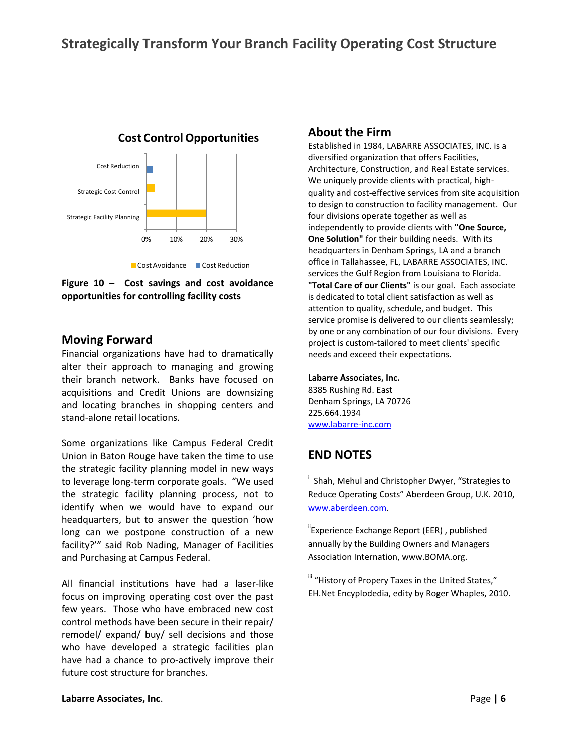## Cost Control Opportunities

Cost Reduction

Strategic Cost Control

Strategic Facility Planning

0%
10%
20%
30%

Cost Avoidance
Cost Reduction

**Figure 10 – Cost savings and cost avoidance opportunities for controlling facility costs**

## Moving Forward

Financial organizations have had to dramatically alter their approach to managing and growing their branch network. Banks have focused on acquisitions and Credit Unions are downsizing and locating branches in shopping centers and stand-alone retail locations.

Some organizations like Campus Federal Credit Union in Baton Rouge have taken the time to use the strategic facility planning model in new ways to leverage long-term corporate goals. "We used the strategic facility planning process, not to identify when we would have to expand our headquarters, but to answer the question 'how long can we postpone construction of a new facility?'" said Rob Nading, Manager of Facilities and Purchasing at Campus Federal.

All financial institutions have had a laser-like focus on improving operating cost over the past few years. Those who have embraced new cost control methods have been secure in their repair/ remodel/ expand/ buy/ sell decisions and those who have developed a strategic facilities plan have had a chance to pro-actively improve their future cost structure for branches.

## About the Firm

Established in 1984, LABARRE ASSOCIATES, INC. is a diversified organization that offers Facilities, Architecture, Construction, and Real Estate services. We uniquely provide clients with practical, high-quality and cost-effective services from site acquisition to design to construction to facility management. Our four divisions operate together as well as independently to provide clients with **"One Source, One Solution"** for their building needs. With its headquarters in Denham Springs, LA and a branch office in Tallahassee, FL, LABARRE ASSOCIATES, INC. services the Gulf Region from Louisiana to Florida. **"Total Care of our Clients"** is our goal. Each associate is dedicated to total client satisfaction as well as attention to quality, schedule, and budget. This service promise is delivered to our clients seamlessly; by one or any combination of our four divisions. Every project is custom-tailored to meet clients' specific needs and exceed their expectations.

**Labarre Associates, Inc.**
8385 Rushing Rd. East
Denham Springs, LA 70726
225.664.1934
www.labarre-inc.com

## END NOTES

[i] Shah, Mehul and Christopher Dwyer, "Strategies to Reduce Operating Costs" Aberdeen Group, U.K. 2010, www.aberdeen.com.

[ii] Experience Exchange Report (EER) , published annually by the Building Owners and Managers Association Internation, www.BOMA.org.

[iii] "History of Propery Taxes in the United States," EH.Net Encyplodedia, edity by Roger Whaples, 2010.